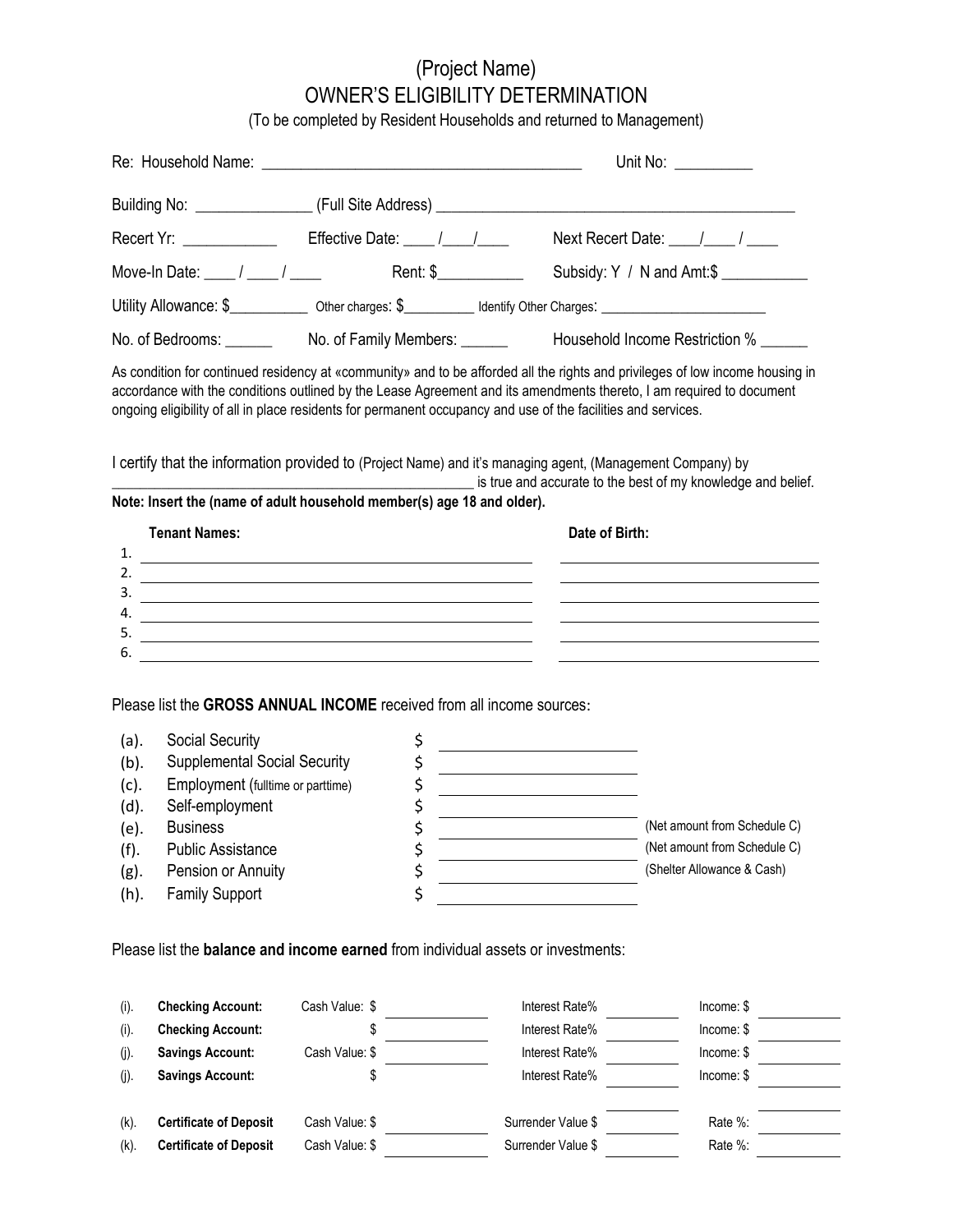# (Project Name)
# OWNER'S ELIGIBILITY DETERMINATION

(To be completed by Resident Households and returned to Management)

Re: Household Name: ________________________________________ Unit No: __________

Building No: _______________ (Full Site Address) ______________________________________________

Recert Yr: ____________ Effective Date: ____ /____/____ Next Recert Date: ____/____ / ____

Move-In Date: ____ / ____ / ____ Rent: $___________ Subsidy: Y / N and Amt:$ ___________

Utility Allowance: $__________ Other charges: $__________ Identify Other Charges: ______________________

No. of Bedrooms: ______ No. of Family Members: ______ Household Income Restriction % ______

As condition for continued residency at «community» and to be afforded all the rights and privileges of low income housing in accordance with the conditions outlined by the Lease Agreement and its amendments thereto, I am required to document ongoing eligibility of all in place residents for permanent occupancy and use of the facilities and services.

I certify that the information provided to (Project Name) and it's managing agent, (Management Company) by ____________________________________________________ is true and accurate to the best of my knowledge and belief.

**Note: Insert the (name of adult household member(s) age 18 and older).**

| | **Tenant Names:** | **Date of Birth:** |
|---|---|---|
| 1. | | |
| 2. | | |
| 3. | | |
| 4. | | |
| 5. | | |
| 6. | | |

Please list the **GROSS ANNUAL INCOME** received from all income sources:

| | | | |
|---|---|---|---|
| (a). | Social Security | $ | |
| (b). | Supplemental Social Security | $ | |
| (c). | Employment (fulltime or parttime) | $ | |
| (d). | Self-employment | $ | |
| (e). | Business | $ | (Net amount from Schedule C) |
| (f). | Public Assistance | $ | (Net amount from Schedule C) |
| (g). | Pension or Annuity | $ | (Shelter Allowance & Cash) |
| (h). | Family Support | $ | |

Please list the **balance and income earned** from individual assets or investments:

| | | | | |
|---|---|---|---|---|
| (i). | **Checking Account:** | Cash Value: $ | Interest Rate% | Income: $ |
| (i). | **Checking Account:** | $ | Interest Rate% | Income: $ |
| (j). | **Savings Account:** | Cash Value: $ | Interest Rate% | Income: $ |
| (j). | **Savings Account:** | $ | Interest Rate% | Income: $ |
| (k). | **Certificate of Deposit** | Cash Value: $ | Surrender Value $ | Rate %: |
| (k). | **Certificate of Deposit** | Cash Value: $ | Surrender Value $ | Rate %: |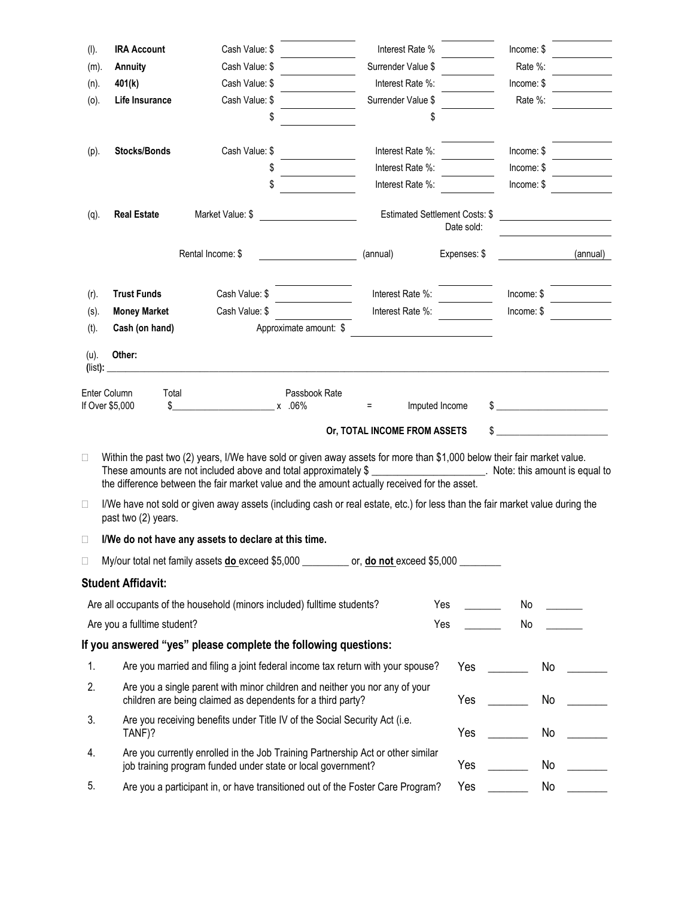| | | | | | | |
|---|---|---|---|---|---|---|
| (l). | **IRA Account** | Cash Value: $ | | Interest Rate % | | Income: $ |
| (m). | **Annuity** | Cash Value: $ | | Surrender Value $ | | Rate %: |
| (n). | **401(k)** | Cash Value: $ | | Interest Rate %: | | Income: $ |
| (o). | **Life Insurance** | Cash Value: $ | | Surrender Value $ | | Rate %: |
| | | $ | | $ | | |
| (p). | **Stocks/Bonds** | Cash Value: $ | | Interest Rate %: | | Income: $ |
| | | $ | | Interest Rate %: | | Income: $ |
| | | $ | | Interest Rate %: | | Income: $ |

(q). **Real Estate** Market Value: $ ____________ Estimated Settlement Costs: $ ____________
Date sold: ____________

Rental Income: $ ____________ (annual) Expenses: $ ____________ (annual)

| | | | | | | |
|---|---|---|---|---|---|---|
| (r). | **Trust Funds** | Cash Value: $ | | Interest Rate %: | | Income: $ |
| (s). | **Money Market** | Cash Value: $ | | Interest Rate %: | | Income: $ |
| (t). | **Cash (on hand)** | Approximate amount: $ | | | | |

(u). **Other:**
**(list):** ______________________________________________________________________________

Enter Column If Over $5,000 Total $____________ x Passbook Rate .06% = Imputed Income $ ____________

**Or, TOTAL INCOME FROM ASSETS** $ ____________

- ☐ Within the past two (2) years, I/We have sold or given away assets for more than $1,000 below their fair market value. These amounts are not included above and total approximately $ ____________. Note: this amount is equal to the difference between the fair market value and the amount actually received for the asset.
- ☐ I/We have not sold or given away assets (including cash or real estate, etc.) for less than the fair market value during the past two (2) years.
- ☐ **I/We do not have any assets to declare at this time.**
- ☐ My/our total net family assets **do** exceed $5,000 ________ or, **do not** exceed $5,000 ________

### Student Affidavit:

Are all occupants of the household (minors included) fulltime students? Yes ______ No ______

Are you a fulltime student? Yes ______ No ______

### If you answered "yes" please complete the following questions:

1. Are you married and filing a joint federal income tax return with your spouse? Yes ______ No ______
2. Are you a single parent with minor children and neither you nor any of your children are being claimed as dependents for a third party? Yes ______ No ______
3. Are you receiving benefits under Title IV of the Social Security Act (i.e. TANF)? Yes ______ No ______
4. Are you currently enrolled in the Job Training Partnership Act or other similar job training program funded under state or local government? Yes ______ No ______
5. Are you a participant in, or have transitioned out of the Foster Care Program? Yes ______ No ______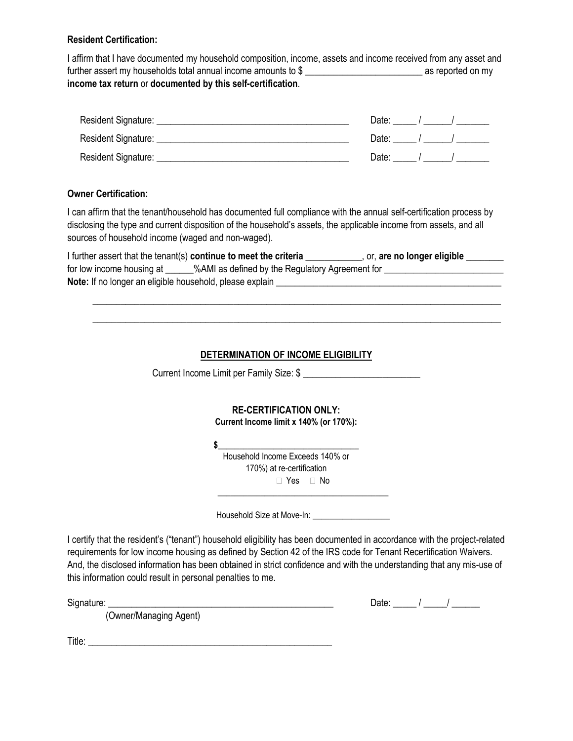**Resident Certification:**

I affirm that I have documented my household composition, income, assets and income received from any asset and further assert my households total annual income amounts to $ _________________________ as reported on my **income tax return** or **documented by this self-certification**.

Resident Signature: _________________________________________ Date: _____ / ______/ _______

Resident Signature: _________________________________________ Date: _____ / ______/ _______

Resident Signature: _________________________________________ Date: _____ / ______/ _______

**Owner Certification:**

I can affirm that the tenant/household has documented full compliance with the annual self-certification process by disclosing the type and current disposition of the household's assets, the applicable income from assets, and all sources of household income (waged and non-waged).

I further assert that the tenant(s) **continue to meet the criteria** ____________, or, **are no longer eligible** ________ for low income housing at ______%AMI as defined by the Regulatory Agreement for _________________________

**Note:** If no longer an eligible household, please explain ___________________________________________________

_____________________________________________________________________________________________

_____________________________________________________________________________________________

**DETERMINATION OF INCOME ELIGIBILITY**

Current Income Limit per Family Size: $ _________________________

**RE-CERTIFICATION ONLY:**

**Current Income limit x 140% (or 170%):**

**$**________________________________

Household Income Exceeds 140% or 170%) at re-certification

☐ Yes ☐ No

______________________________________

Household Size at Move-In: __________________

I certify that the resident's ("tenant") household eligibility has been documented in accordance with the project-related requirements for low income housing as defined by Section 42 of the IRS code for Tenant Recertification Waivers. And, the disclosed information has been obtained in strict confidence and with the understanding that any mis-use of this information could result in personal penalties to me.

Signature: __________________________________________________ Date: _____ / _____/ ______

(Owner/Managing Agent)

Title: ______________________________________________________